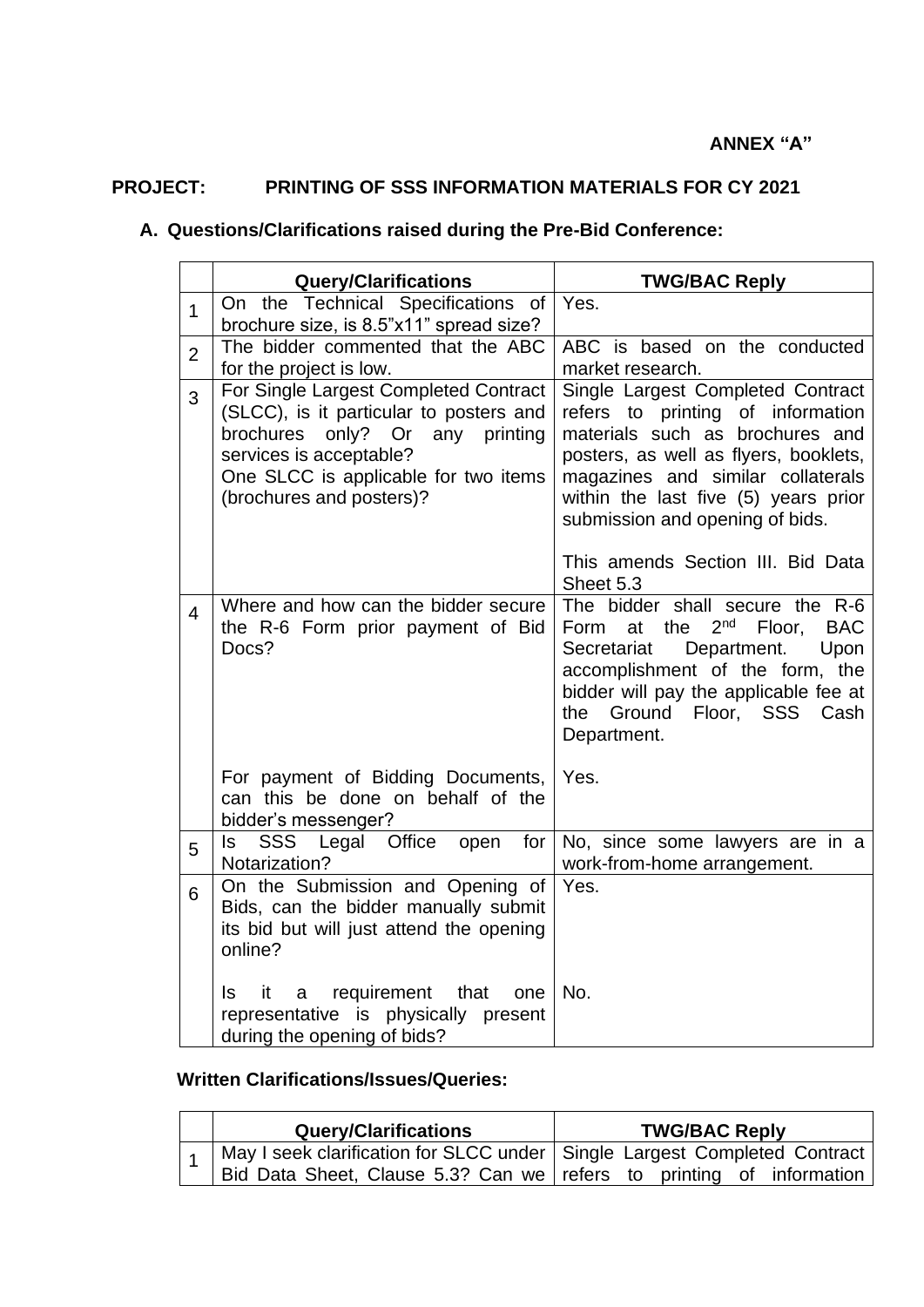**ANNEX "A"**

**PROJECT: PRINTING OF SSS INFORMATION MATERIALS FOR CY 2021**

**A. Questions/Clarifications raised during the Pre-Bid Conference:**

| | **Query/Clarifications** | **TWG/BAC Reply** |
|---|---|---|
| 1 | On the Technical Specifications of brochure size, is 8.5"x11" spread size? | Yes. |
| 2 | The bidder commented that the ABC for the project is low. | ABC is based on the conducted market research. |
| 3 | For Single Largest Completed Contract (SLCC), is it particular to posters and brochures only? Or any printing services is acceptable?<br>One SLCC is applicable for two items (brochures and posters)? | Single Largest Completed Contract refers to printing of information materials such as brochures and posters, as well as flyers, booklets, magazines and similar collaterals within the last five (5) years prior submission and opening of bids.<br><br>This amends Section III. Bid Data Sheet 5.3 |
| 4 | Where and how can the bidder secure the R-6 Form prior payment of Bid Docs?<br><br>For payment of Bidding Documents, can this be done on behalf of the bidder's messenger? | The bidder shall secure the R-6 Form at the 2nd Floor, BAC Secretariat Department. Upon accomplishment of the form, the bidder will pay the applicable fee at the Ground Floor, SSS Cash Department.<br><br>Yes. |
| 5 | Is SSS Legal Office open for Notarization? | No, since some lawyers are in a work-from-home arrangement. |
| 6 | On the Submission and Opening of Bids, can the bidder manually submit its bid but will just attend the opening online?<br><br>Is it a requirement that one representative is physically present during the opening of bids? | Yes.<br><br>No. |

**Written Clarifications/Issues/Queries:**

| | **Query/Clarifications** | **TWG/BAC Reply** |
|---|---|---|
| 1 | May I seek clarification for SLCC under Bid Data Sheet, Clause 5.3? Can we | Single Largest Completed Contract refers to printing of information |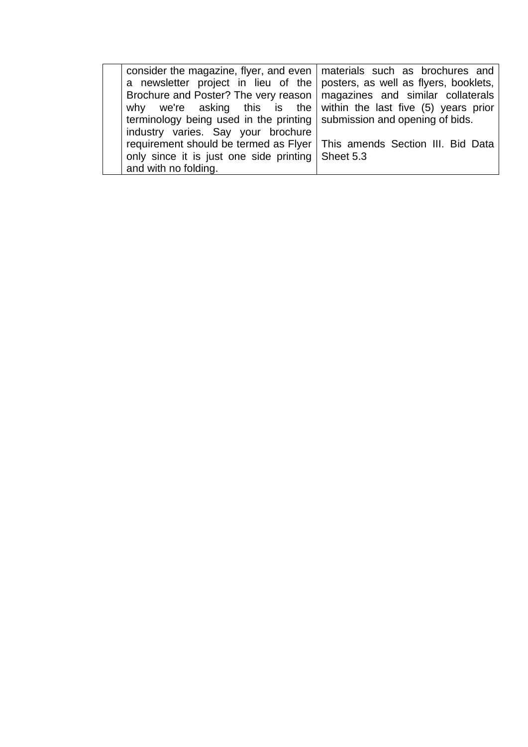| | | |
|---|---|---|
| | consider the magazine, flyer, and even a newsletter project in lieu of the Brochure and Poster? The very reason why we're asking this is the terminology being used in the printing industry varies. Say your brochure requirement should be termed as Flyer only since it is just one side printing and with no folding. | materials such as brochures and posters, as well as flyers, booklets, magazines and similar collaterals within the last five (5) years prior submission and opening of bids.<br><br>This amends Section III. Bid Data Sheet 5.3 |